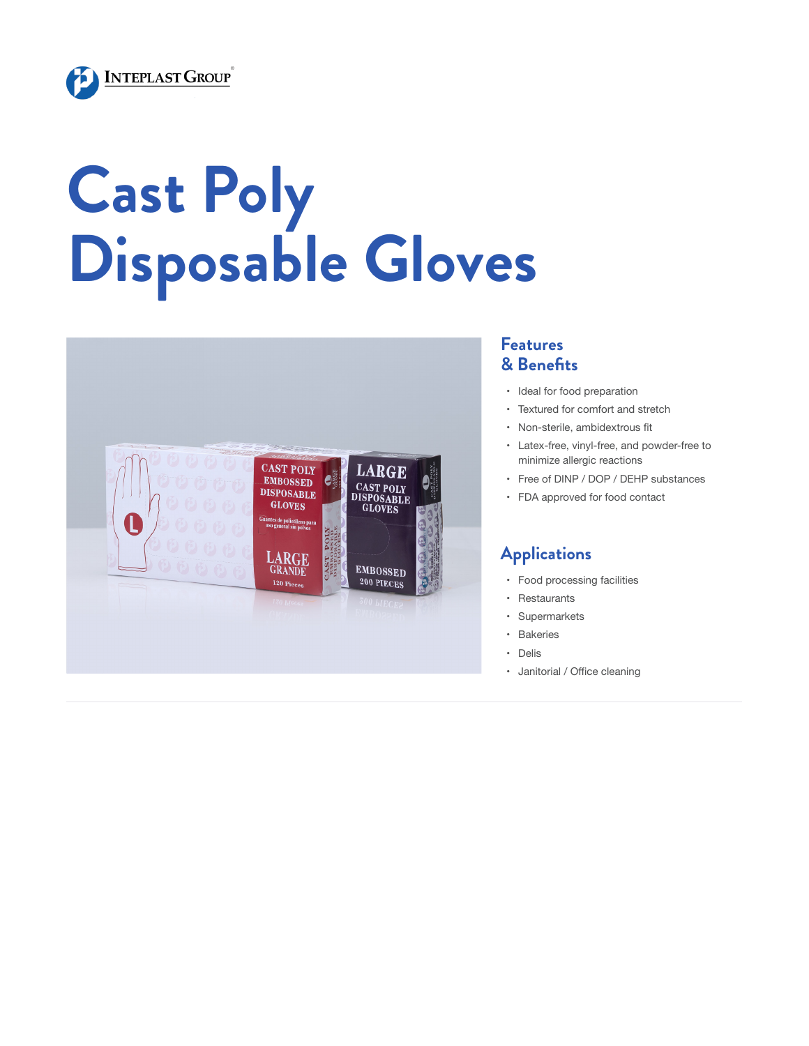# Cast Poly Disposable Gloves

## Features & Benefits

- Ideal for food preparation
- Textured for comfort and stretch
- Non-sterile, ambidextrous fit
- Latex-free, vinyl-free, and powder-free to minimize allergic reactions
- Free of DINP / DOP / DEHP substances
- FDA approved for food contact

## Applications

- Food processing facilities
- Restaurants
- Supermarkets
- Bakeries
- Delis
- Janitorial / Office cleaning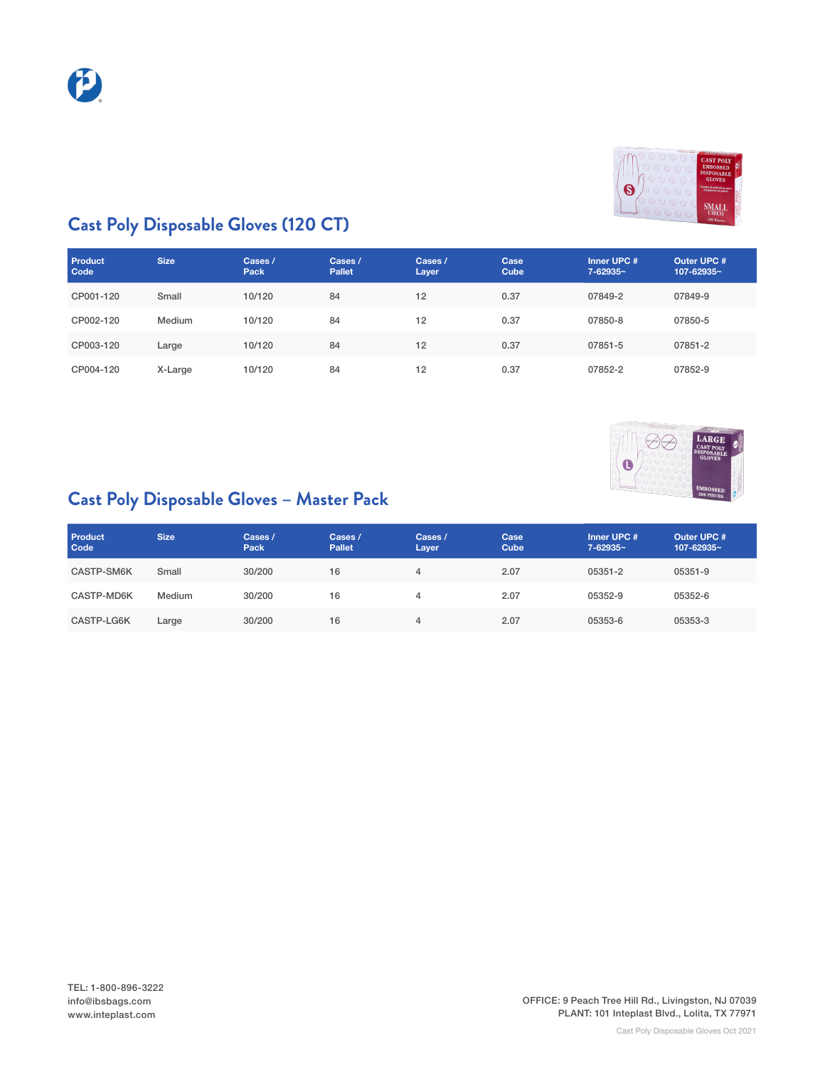## Cast Poly Disposable Gloves (120 CT)

| Product Code | Size | Cases / Pack | Cases / Pallet | Cases / Layer | Case Cube | Inner UPC # 7-62935~ | Outer UPC # 107-62935~ |
|---|---|---|---|---|---|---|---|
| CP001-120 | Small | 10/120 | 84 | 12 | 0.37 | 07849-2 | 07849-9 |
| CP002-120 | Medium | 10/120 | 84 | 12 | 0.37 | 07850-8 | 07850-5 |
| CP003-120 | Large | 10/120 | 84 | 12 | 0.37 | 07851-5 | 07851-2 |
| CP004-120 | X-Large | 10/120 | 84 | 12 | 0.37 | 07852-2 | 07852-9 |

## Cast Poly Disposable Gloves – Master Pack

| Product Code | Size | Cases / Pack | Cases / Pallet | Cases / Layer | Case Cube | Inner UPC # 7-62935~ | Outer UPC # 107-62935~ |
|---|---|---|---|---|---|---|---|
| CASTP-SM6K | Small | 30/200 | 16 | 4 | 2.07 | 05351-2 | 05351-9 |
| CASTP-MD6K | Medium | 30/200 | 16 | 4 | 2.07 | 05352-9 | 05352-6 |
| CASTP-LG6K | Large | 30/200 | 16 | 4 | 2.07 | 05353-6 | 05353-3 |

TEL: 1-800-896-3222
info@ibsbags.com
www.inteplast.com

OFFICE: 9 Peach Tree Hill Rd., Livingston, NJ 07039
PLANT: 101 Inteplast Blvd., Lolita, TX 77971

Cast Poly Disposable Gloves Oct 2021